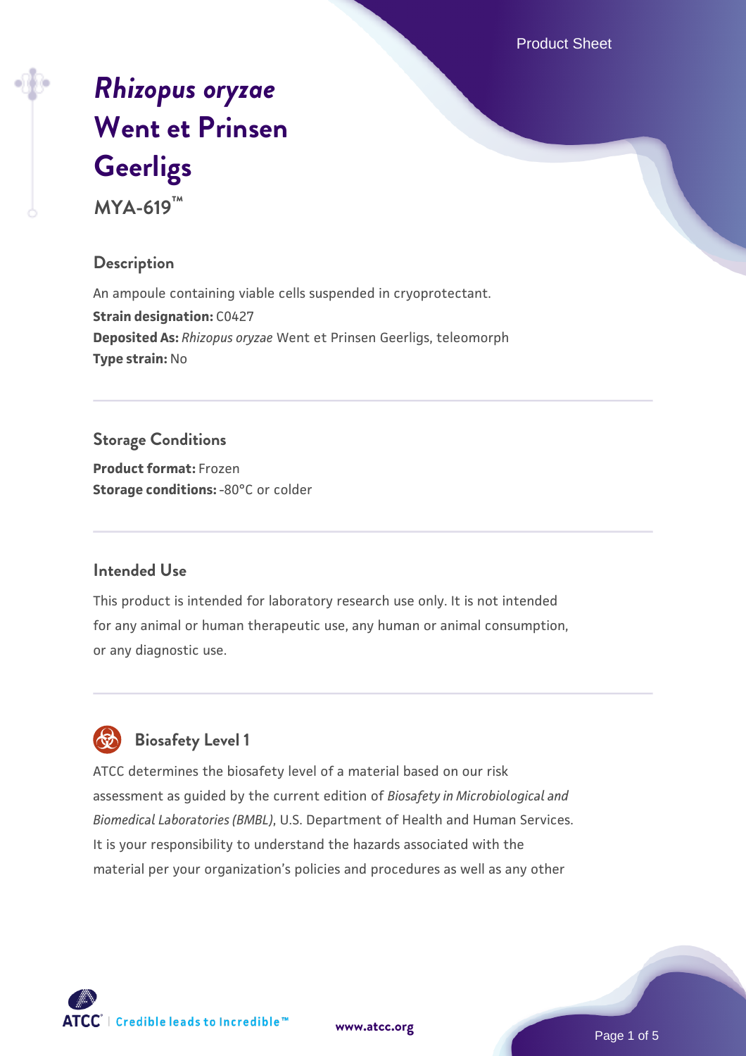# *Rhizopus oryzae* Went et Prinsen Geerligs

**MYA-619™**

## Description

An ampoule containing viable cells suspended in cryoprotectant.

**Strain designation:** C0427

**Deposited As:** *Rhizopus oryzae* Went et Prinsen Geerligs, teleomorph

**Type strain:** No

## Storage Conditions

**Product format:** Frozen

**Storage conditions:** -80°C or colder

## Intended Use

This product is intended for laboratory research use only. It is not intended for any animal or human therapeutic use, any human or animal consumption, or any diagnostic use.

## Biosafety Level 1

ATCC determines the biosafety level of a material based on our risk assessment as guided by the current edition of *Biosafety in Microbiological and Biomedical Laboratories (BMBL)*, U.S. Department of Health and Human Services. It is your responsibility to understand the hazards associated with the material per your organization's policies and procedures as well as any other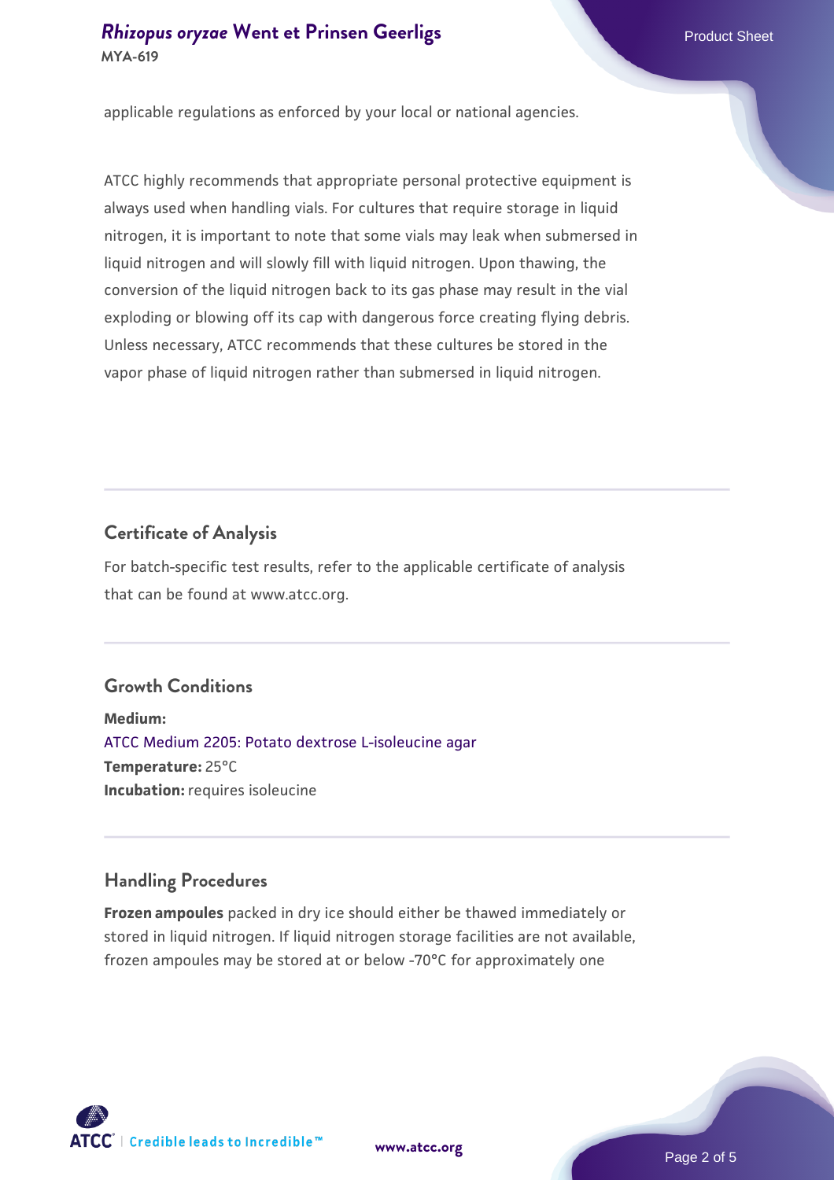applicable regulations as enforced by your local or national agencies.

ATCC highly recommends that appropriate personal protective equipment is always used when handling vials. For cultures that require storage in liquid nitrogen, it is important to note that some vials may leak when submersed in liquid nitrogen and will slowly fill with liquid nitrogen. Upon thawing, the conversion of the liquid nitrogen back to its gas phase may result in the vial exploding or blowing off its cap with dangerous force creating flying debris. Unless necessary, ATCC recommends that these cultures be stored in the vapor phase of liquid nitrogen rather than submersed in liquid nitrogen.

## Certificate of Analysis

For batch-specific test results, refer to the applicable certificate of analysis that can be found at www.atcc.org.

## Growth Conditions

**Medium:**
ATCC Medium 2205: Potato dextrose L-isoleucine agar
**Temperature:** 25°C
**Incubation:** requires isoleucine

## Handling Procedures

**Frozen ampoules** packed in dry ice should either be thawed immediately or stored in liquid nitrogen. If liquid nitrogen storage facilities are not available, frozen ampoules may be stored at or below -70°C for approximately one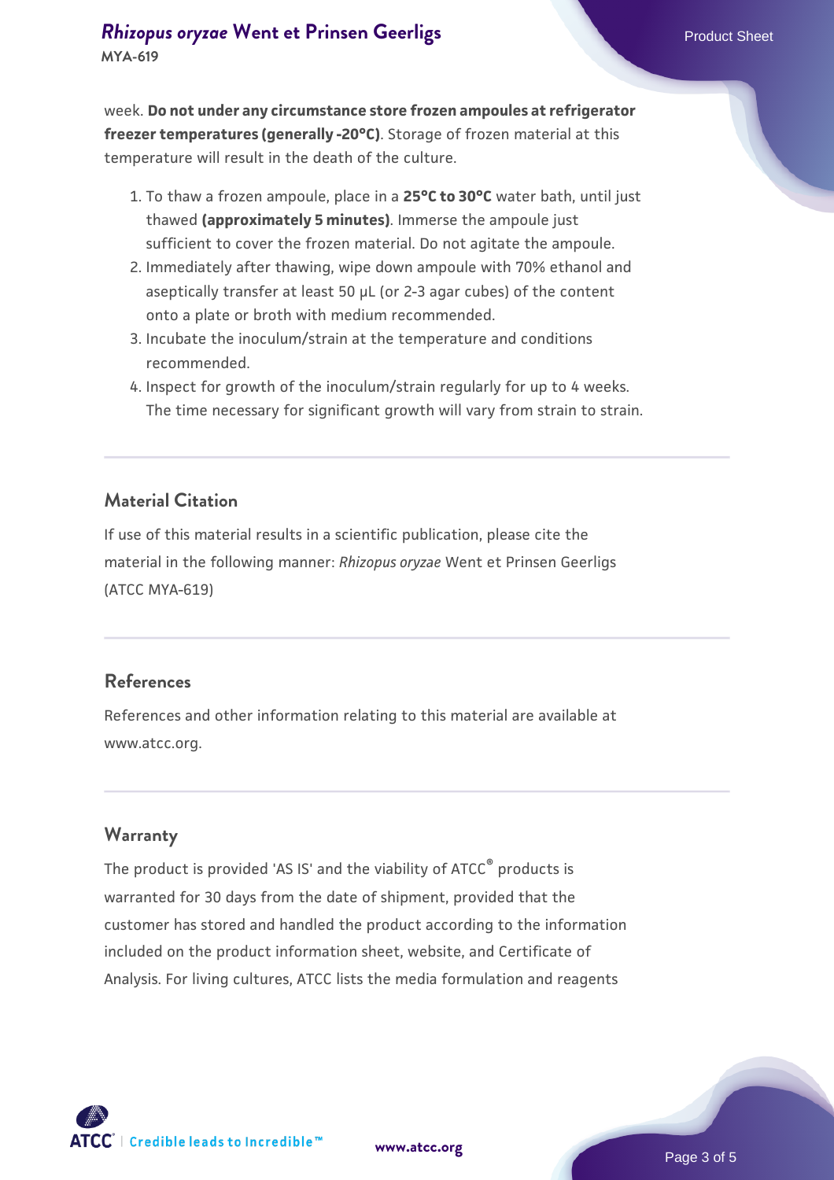week. **Do not under any circumstance store frozen ampoules at refrigerator freezer temperatures (generally -20°C)**. Storage of frozen material at this temperature will result in the death of the culture.

1. To thaw a frozen ampoule, place in a **25°C to 30°C** water bath, until just thawed **(approximately 5 minutes)**. Immerse the ampoule just sufficient to cover the frozen material. Do not agitate the ampoule.
2. Immediately after thawing, wipe down ampoule with 70% ethanol and aseptically transfer at least 50 µL (or 2-3 agar cubes) of the content onto a plate or broth with medium recommended.
3. Incubate the inoculum/strain at the temperature and conditions recommended.
4. Inspect for growth of the inoculum/strain regularly for up to 4 weeks. The time necessary for significant growth will vary from strain to strain.

## Material Citation

If use of this material results in a scientific publication, please cite the material in the following manner: *Rhizopus oryzae* Went et Prinsen Geerligs (ATCC MYA-619)

## References

References and other information relating to this material are available at www.atcc.org.

## Warranty

The product is provided 'AS IS' and the viability of ATCC® products is warranted for 30 days from the date of shipment, provided that the customer has stored and handled the product according to the information included on the product information sheet, website, and Certificate of Analysis. For living cultures, ATCC lists the media formulation and reagents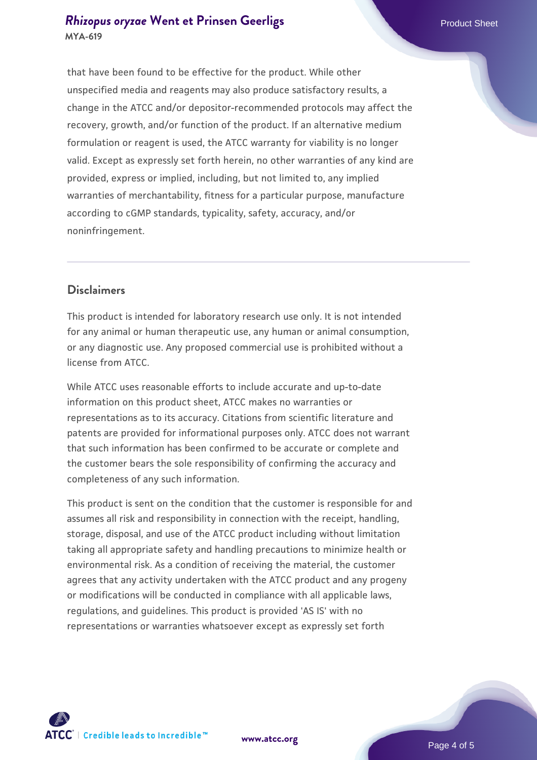that have been found to be effective for the product. While other unspecified media and reagents may also produce satisfactory results, a change in the ATCC and/or depositor-recommended protocols may affect the recovery, growth, and/or function of the product. If an alternative medium formulation or reagent is used, the ATCC warranty for viability is no longer valid. Except as expressly set forth herein, no other warranties of any kind are provided, express or implied, including, but not limited to, any implied warranties of merchantability, fitness for a particular purpose, manufacture according to cGMP standards, typicality, safety, accuracy, and/or noninfringement.

## Disclaimers

This product is intended for laboratory research use only. It is not intended for any animal or human therapeutic use, any human or animal consumption, or any diagnostic use. Any proposed commercial use is prohibited without a license from ATCC.

While ATCC uses reasonable efforts to include accurate and up-to-date information on this product sheet, ATCC makes no warranties or representations as to its accuracy. Citations from scientific literature and patents are provided for informational purposes only. ATCC does not warrant that such information has been confirmed to be accurate or complete and the customer bears the sole responsibility of confirming the accuracy and completeness of any such information.

This product is sent on the condition that the customer is responsible for and assumes all risk and responsibility in connection with the receipt, handling, storage, disposal, and use of the ATCC product including without limitation taking all appropriate safety and handling precautions to minimize health or environmental risk. As a condition of receiving the material, the customer agrees that any activity undertaken with the ATCC product and any progeny or modifications will be conducted in compliance with all applicable laws, regulations, and guidelines. This product is provided 'AS IS' with no representations or warranties whatsoever except as expressly set forth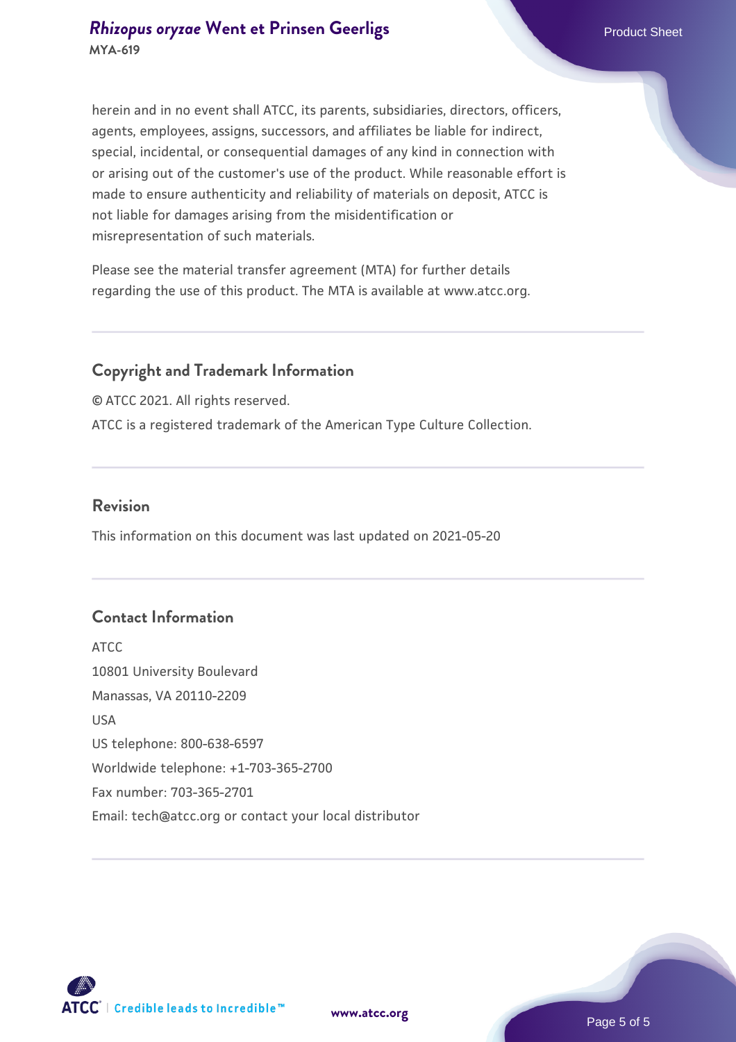herein and in no event shall ATCC, its parents, subsidiaries, directors, officers, agents, employees, assigns, successors, and affiliates be liable for indirect, special, incidental, or consequential damages of any kind in connection with or arising out of the customer's use of the product. While reasonable effort is made to ensure authenticity and reliability of materials on deposit, ATCC is not liable for damages arising from the misidentification or misrepresentation of such materials.

Please see the material transfer agreement (MTA) for further details regarding the use of this product. The MTA is available at www.atcc.org.

## Copyright and Trademark Information

© ATCC 2021. All rights reserved.

ATCC is a registered trademark of the American Type Culture Collection.

## Revision

This information on this document was last updated on 2021-05-20

## Contact Information

ATCC
10801 University Boulevard
Manassas, VA 20110-2209
USA
US telephone: 800-638-6597
Worldwide telephone: +1-703-365-2700
Fax number: 703-365-2701
Email: tech@atcc.org or contact your local distributor